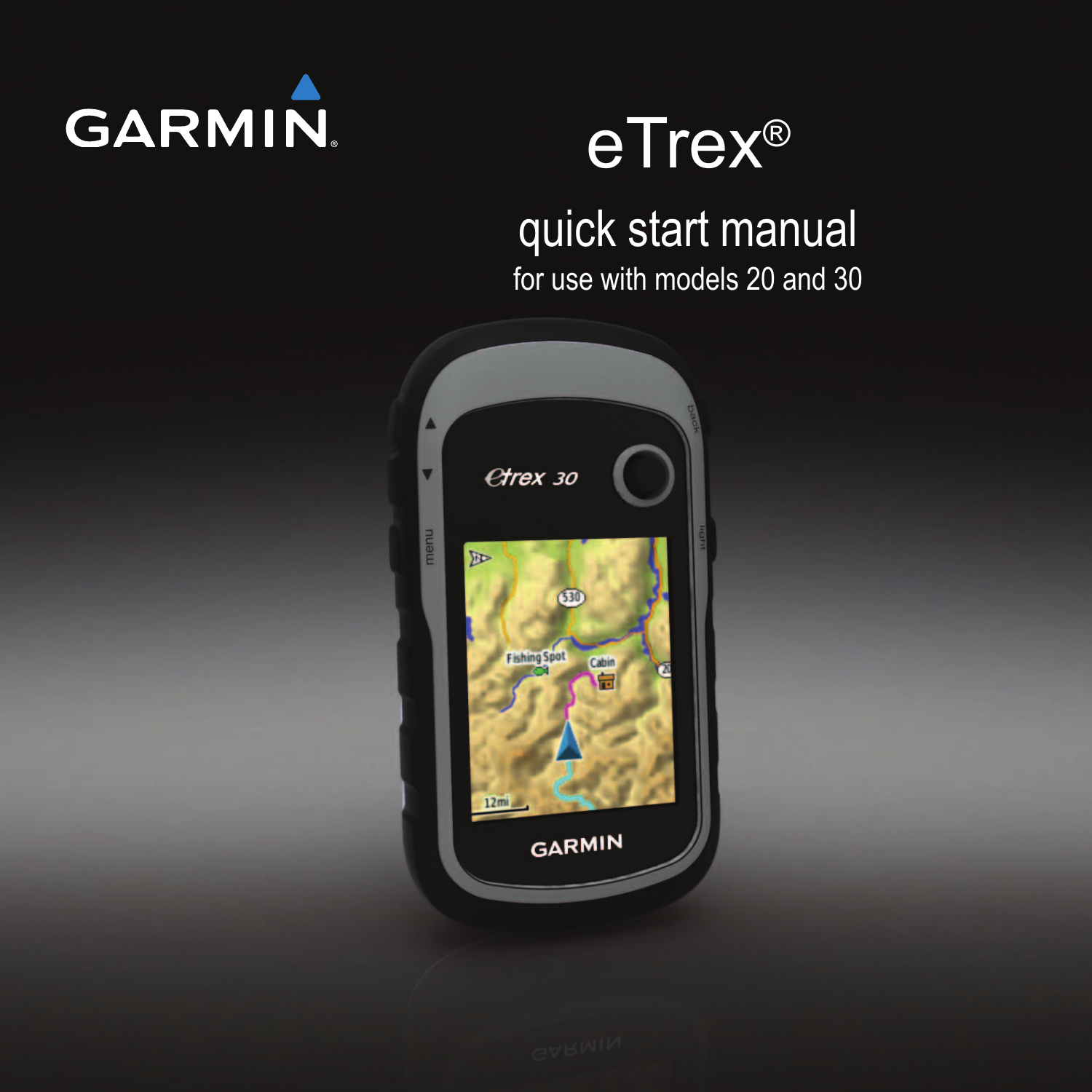GARMIN

# eTrex®

## quick start manual

for use with models 20 and 30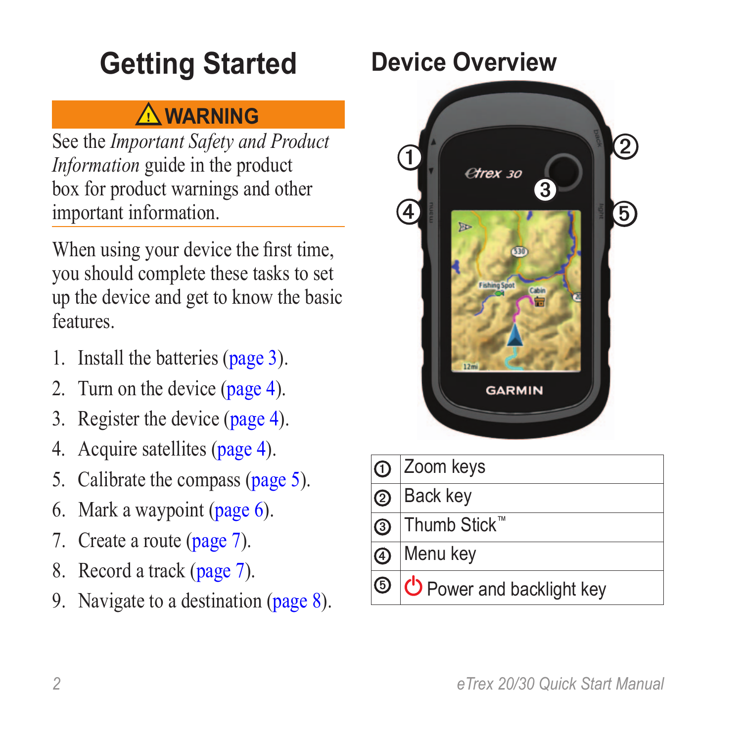# Getting Started

**⚠ WARNING**

See the *Important Safety and Product Information* guide in the product box for product warnings and other important information.

When using your device the first time, you should complete these tasks to set up the device and get to know the basic features.

1. Install the batteries (page 3).
2. Turn on the device (page 4).
3. Register the device (page 4).
4. Acquire satellites (page 4).
5. Calibrate the compass (page 5).
6. Mark a waypoint (page 6).
7. Create a route (page 7).
8. Record a track (page 7).
9. Navigate to a destination (page 8).

# Device Overview

| | |
|---|---|
| ① | Zoom keys |
| ② | Back key |
| ③ | Thumb Stick™ |
| ④ | Menu key |
| ⑤ | ⏻ Power and backlight key |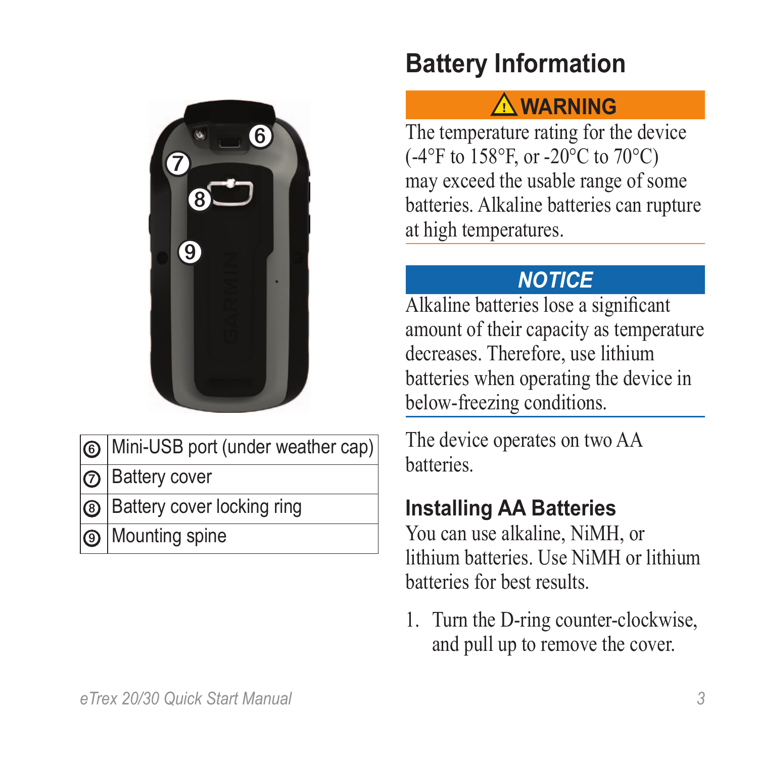| | |
|---|---|
| ⑥ | Mini-USB port (under weather cap) |
| ⑦ | Battery cover |
| ⑧ | Battery cover locking ring |
| ⑨ | Mounting spine |

## Battery Information

**⚠ WARNING**

The temperature rating for the device (-4°F to 158°F, or -20°C to 70°C) may exceed the usable range of some batteries. Alkaline batteries can rupture at high temperatures.

***NOTICE***

Alkaline batteries lose a significant amount of their capacity as temperature decreases. Therefore, use lithium batteries when operating the device in below-freezing conditions.

The device operates on two AA batteries.

### Installing AA Batteries

You can use alkaline, NiMH, or lithium batteries. Use NiMH or lithium batteries for best results.

1. Turn the D-ring counter-clockwise, and pull up to remove the cover.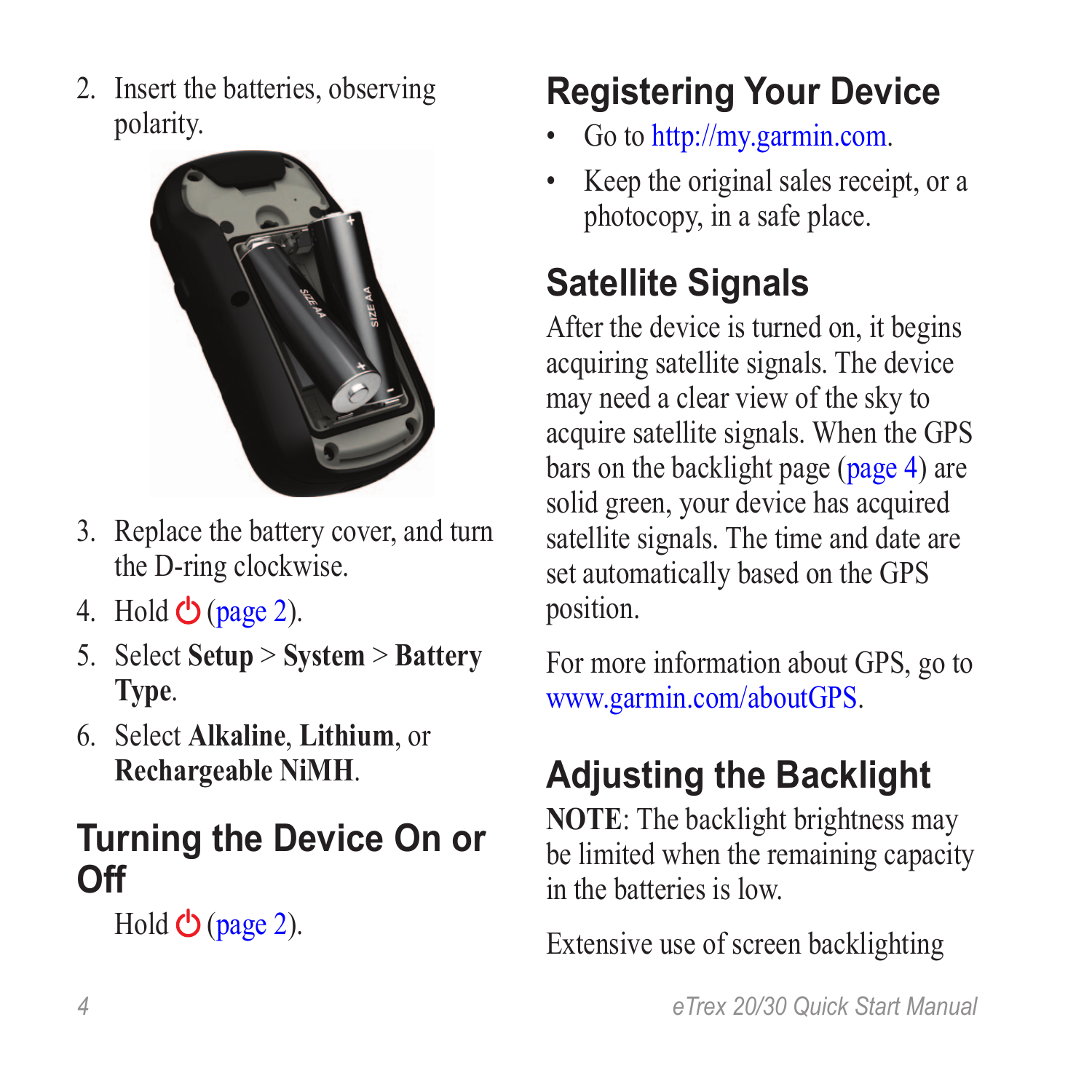2. Insert the batteries, observing polarity.
3. Replace the battery cover, and turn the D-ring clockwise.
4. Hold ⏻ (page 2).
5. Select **Setup** > **System** > **Battery Type**.
6. Select **Alkaline**, **Lithium**, or **Rechargeable NiMH**.

## Turning the Device On or Off

Hold ⏻ (page 2).

## Registering Your Device

- Go to http://my.garmin.com.
- Keep the original sales receipt, or a photocopy, in a safe place.

## Satellite Signals

After the device is turned on, it begins acquiring satellite signals. The device may need a clear view of the sky to acquire satellite signals. When the GPS bars on the backlight page (page 4) are solid green, your device has acquired satellite signals. The time and date are set automatically based on the GPS position.

For more information about GPS, go to www.garmin.com/aboutGPS.

## Adjusting the Backlight

**NOTE**: The backlight brightness may be limited when the remaining capacity in the batteries is low.

Extensive use of screen backlighting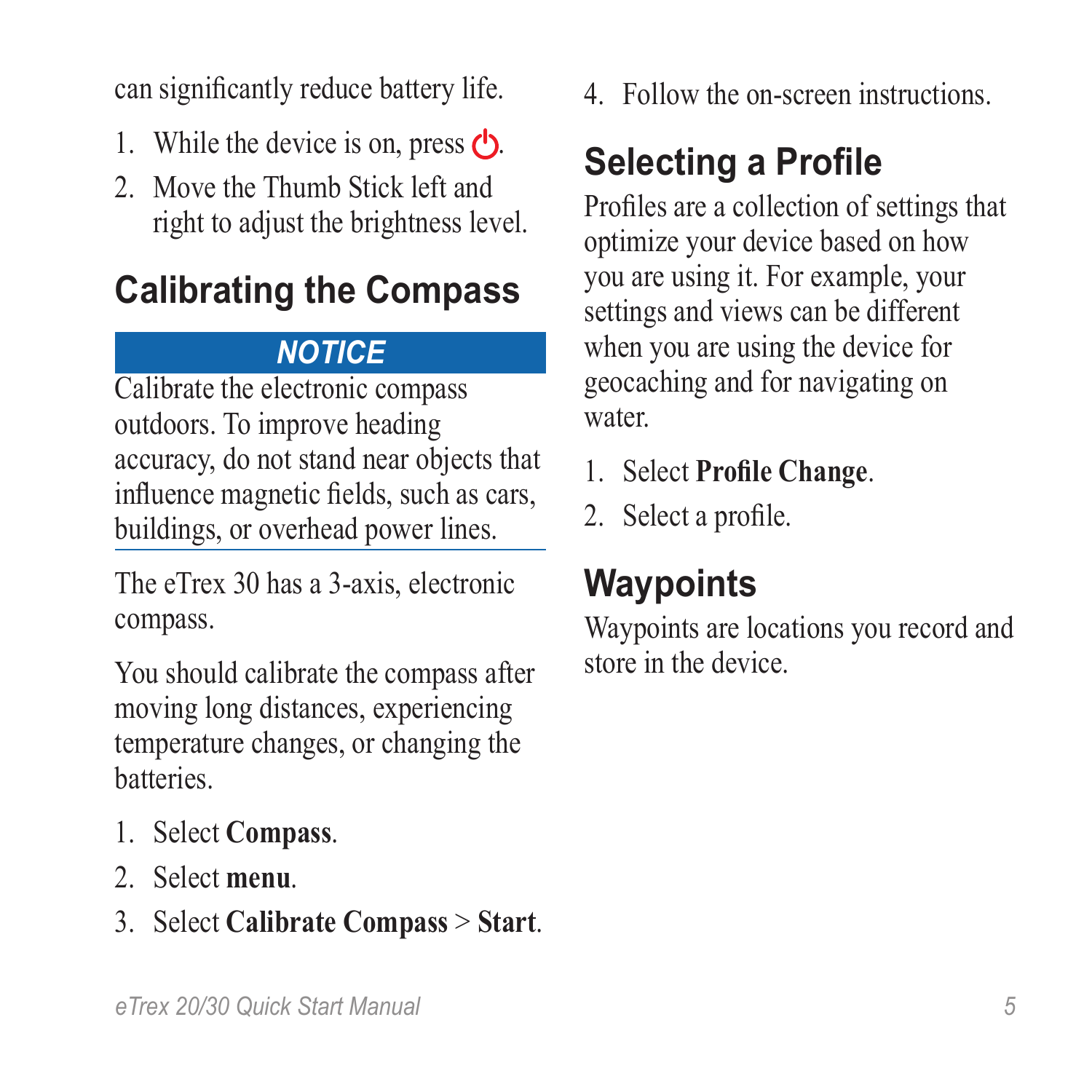can significantly reduce battery life.

1. While the device is on, press ⏻.
2. Move the Thumb Stick left and right to adjust the brightness level.

## Calibrating the Compass

**_NOTICE_**

Calibrate the electronic compass outdoors. To improve heading accuracy, do not stand near objects that influence magnetic fields, such as cars, buildings, or overhead power lines.

The eTrex 30 has a 3-axis, electronic compass.

You should calibrate the compass after moving long distances, experiencing temperature changes, or changing the batteries.

1. Select **Compass**.
2. Select **menu**.
3. Select **Calibrate Compass** > **Start**.
4. Follow the on-screen instructions.

## Selecting a Profile

Profiles are a collection of settings that optimize your device based on how you are using it. For example, your settings and views can be different when you are using the device for geocaching and for navigating on water.

1. Select **Profile Change**.
2. Select a profile.

## Waypoints

Waypoints are locations you record and store in the device.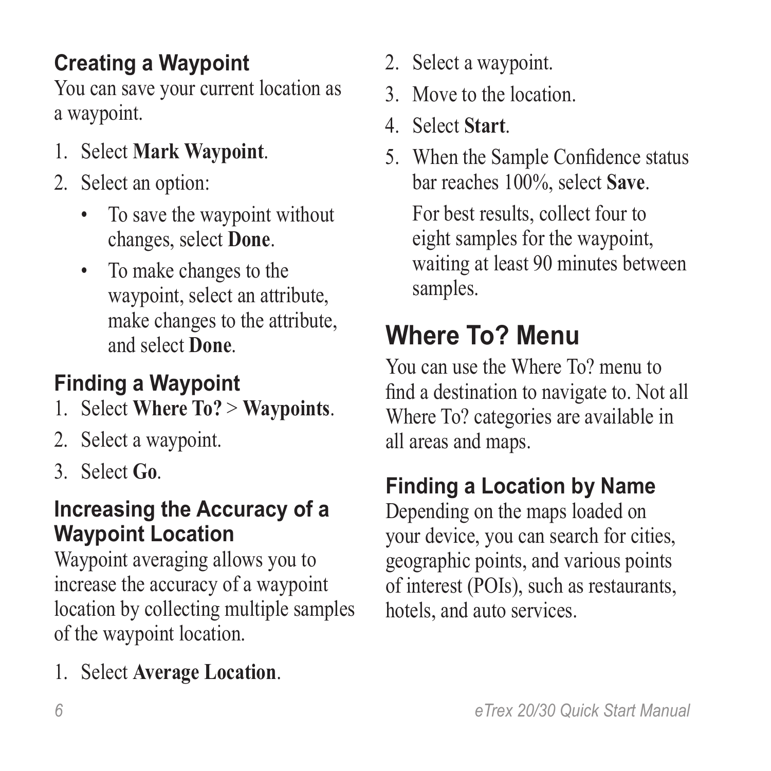### Creating a Waypoint

You can save your current location as a waypoint.

1. Select **Mark Waypoint**.
2. Select an option:
    - To save the waypoint without changes, select **Done**.
    - To make changes to the waypoint, select an attribute, make changes to the attribute, and select **Done**.

### Finding a Waypoint

1. Select **Where To?** > **Waypoints**.
2. Select a waypoint.
3. Select **Go**.

### Increasing the Accuracy of a Waypoint Location

Waypoint averaging allows you to increase the accuracy of a waypoint location by collecting multiple samples of the waypoint location.

1. Select **Average Location**.
2. Select a waypoint.
3. Move to the location.
4. Select **Start**.
5. When the Sample Confidence status bar reaches 100%, select **Save**.

    For best results, collect four to eight samples for the waypoint, waiting at least 90 minutes between samples.

## Where To? Menu

You can use the Where To? menu to find a destination to navigate to. Not all Where To? categories are available in all areas and maps.

### Finding a Location by Name

Depending on the maps loaded on your device, you can search for cities, geographic points, and various points of interest (POIs), such as restaurants, hotels, and auto services.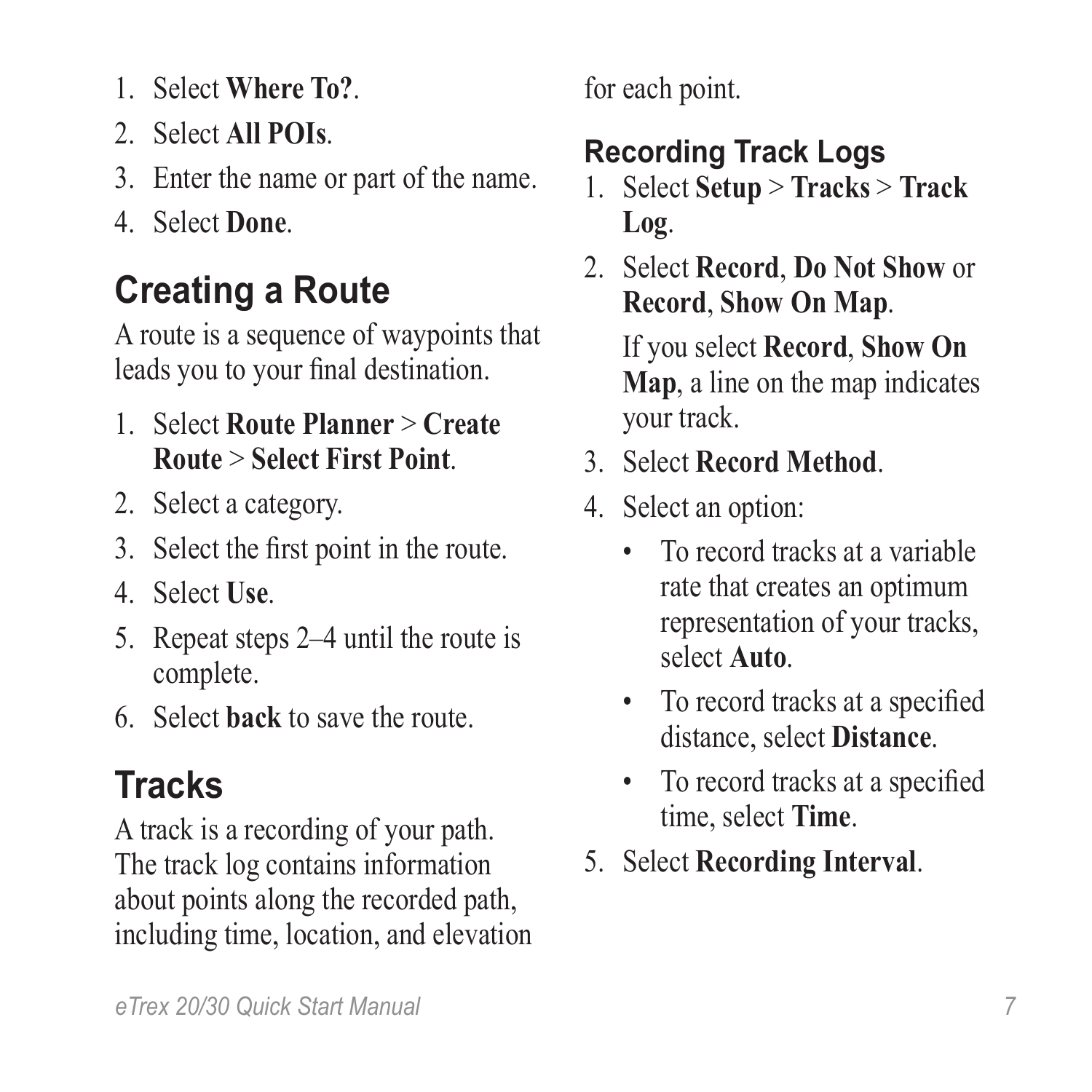1. Select **Where To?**.
2. Select **All POIs**.
3. Enter the name or part of the name.
4. Select **Done**.

## Creating a Route

A route is a sequence of waypoints that leads you to your final destination.

1. Select **Route Planner** > **Create Route** > **Select First Point**.
2. Select a category.
3. Select the first point in the route.
4. Select **Use**.
5. Repeat steps 2–4 until the route is complete.
6. Select **back** to save the route.

## Tracks

A track is a recording of your path. The track log contains information about points along the recorded path, including time, location, and elevation for each point.

### Recording Track Logs

1. Select **Setup** > **Tracks** > **Track Log**.
2. Select **Record**, **Do Not Show** or **Record**, **Show On Map**.

   If you select **Record**, **Show On Map**, a line on the map indicates your track.
3. Select **Record Method**.
4. Select an option:
   - To record tracks at a variable rate that creates an optimum representation of your tracks, select **Auto**.
   - To record tracks at a specified distance, select **Distance**.
   - To record tracks at a specified time, select **Time**.
5. Select **Recording Interval**.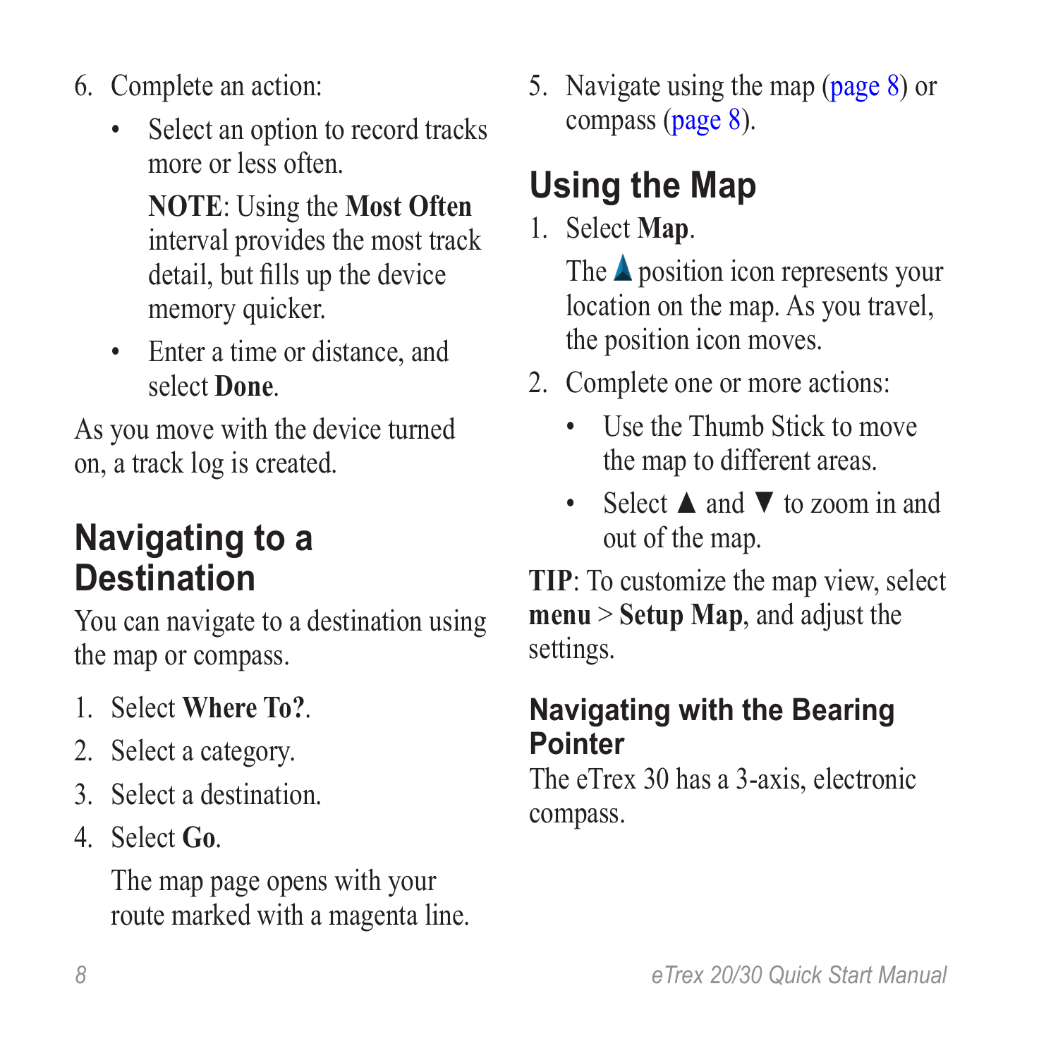6. Complete an action:
   - Select an option to record tracks more or less often.

     **NOTE**: Using the **Most Often** interval provides the most track detail, but fills up the device memory quicker.
   - Enter a time or distance, and select **Done**.

As you move with the device turned on, a track log is created.

## Navigating to a Destination

You can navigate to a destination using the map or compass.

1. Select **Where To?**.
2. Select a category.
3. Select a destination.
4. Select **Go**.

   The map page opens with your route marked with a magenta line.
5. Navigate using the map (page 8) or compass (page 8).

## Using the Map

1. Select **Map**.

   The ▲ position icon represents your location on the map. As you travel, the position icon moves.
2. Complete one or more actions:
   - Use the Thumb Stick to move the map to different areas.
   - Select ▲ and ▼ to zoom in and out of the map.

**TIP**: To customize the map view, select **menu** > **Setup Map**, and adjust the settings.

### Navigating with the Bearing Pointer

The eTrex 30 has a 3-axis, electronic compass.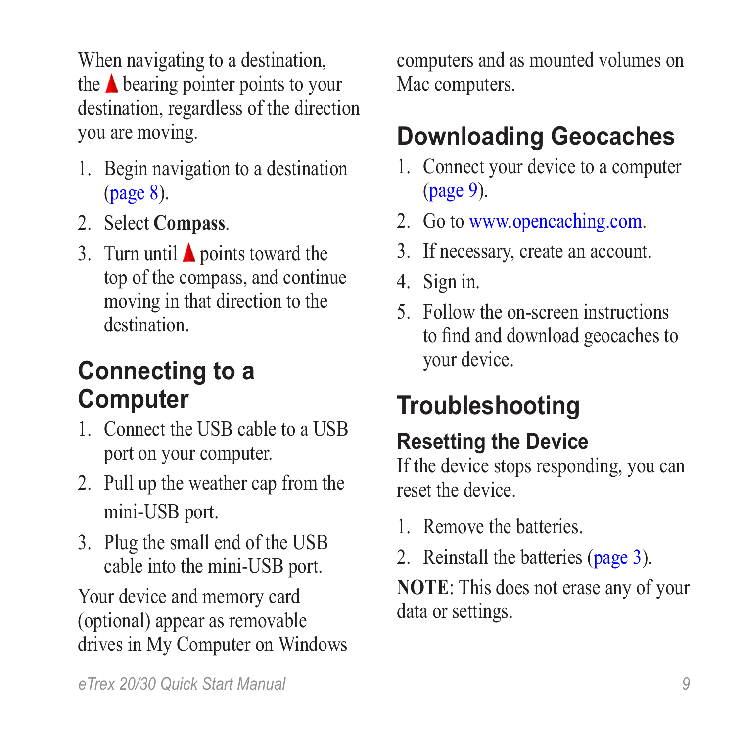When navigating to a destination, the ▲ bearing pointer points to your destination, regardless of the direction you are moving.

1. Begin navigation to a destination (page 8).
2. Select **Compass**.
3. Turn until ▲ points toward the top of the compass, and continue moving in that direction to the destination.

## Connecting to a Computer

1. Connect the USB cable to a USB port on your computer.
2. Pull up the weather cap from the mini-USB port.
3. Plug the small end of the USB cable into the mini-USB port.

Your device and memory card (optional) appear as removable drives in My Computer on Windows computers and as mounted volumes on Mac computers.

## Downloading Geocaches

1. Connect your device to a computer (page 9).
2. Go to www.opencaching.com.
3. If necessary, create an account.
4. Sign in.
5. Follow the on-screen instructions to find and download geocaches to your device.

## Troubleshooting

### Resetting the Device

If the device stops responding, you can reset the device.

1. Remove the batteries.
2. Reinstall the batteries (page 3).

**NOTE**: This does not erase any of your data or settings.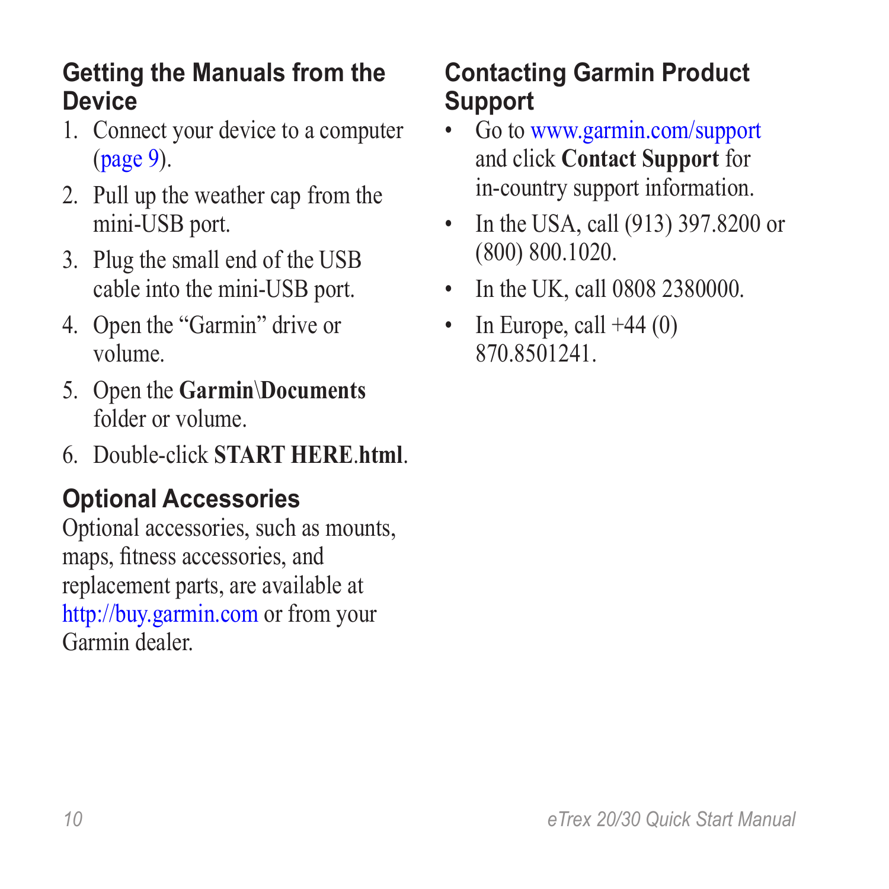## Getting the Manuals from the Device

1. Connect your device to a computer (page 9).
2. Pull up the weather cap from the mini-USB port.
3. Plug the small end of the USB cable into the mini-USB port.
4. Open the “Garmin” drive or volume.
5. Open the **Garmin\Documents** folder or volume.
6. Double-click **START HERE.html**.

## Optional Accessories

Optional accessories, such as mounts, maps, fitness accessories, and replacement parts, are available at http://buy.garmin.com or from your Garmin dealer.

## Contacting Garmin Product Support

- Go to www.garmin.com/support and click **Contact Support** for in-country support information.
- In the USA, call (913) 397.8200 or (800) 800.1020.
- In the UK, call 0808 2380000.
- In Europe, call +44 (0) 870.8501241.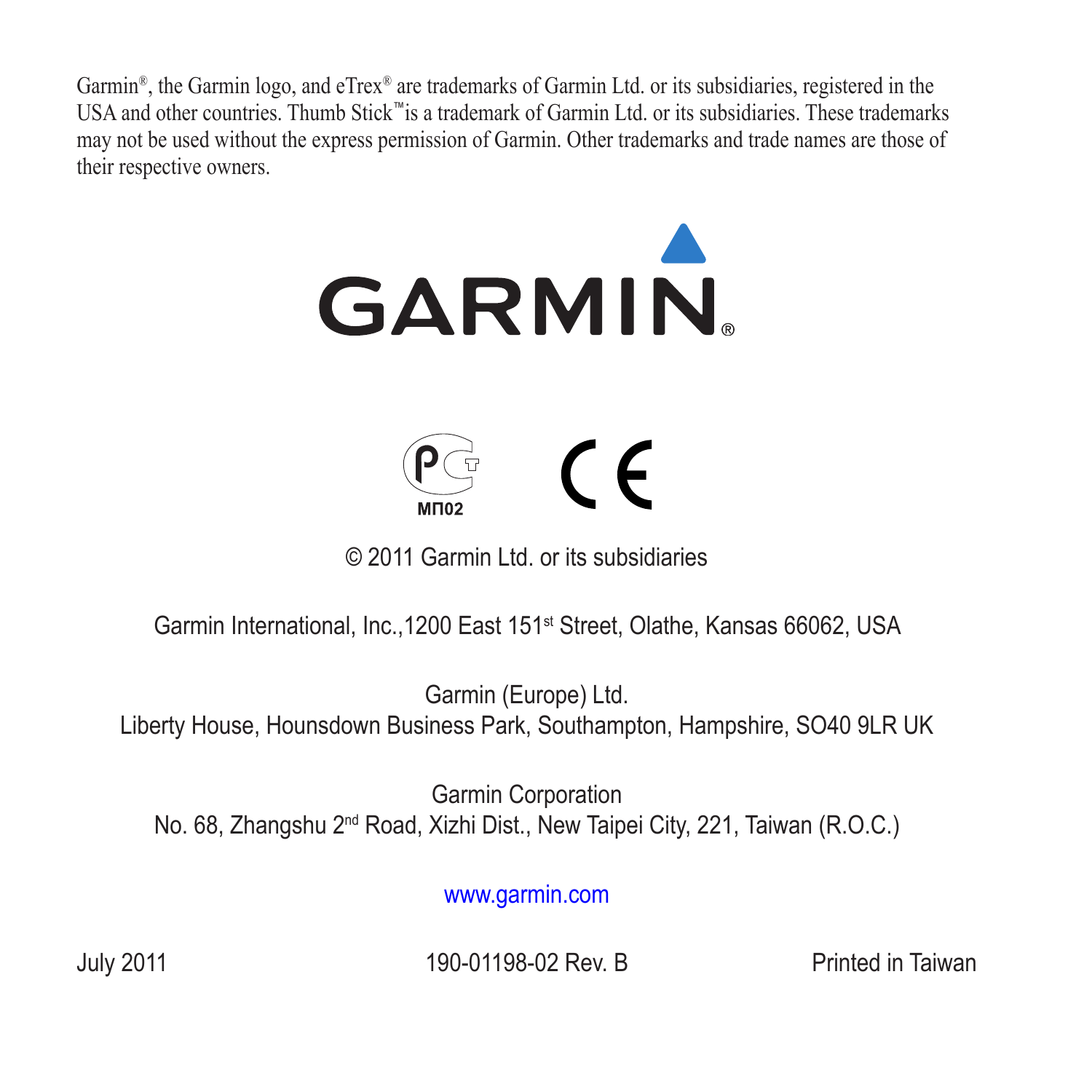Garmin®, the Garmin logo, and eTrex® are trademarks of Garmin Ltd. or its subsidiaries, registered in the USA and other countries. Thumb Stick™ is a trademark of Garmin Ltd. or its subsidiaries. These trademarks may not be used without the express permission of Garmin. Other trademarks and trade names are those of their respective owners.

GARMIN®

МП02

© 2011 Garmin Ltd. or its subsidiaries

Garmin International, Inc.,1200 East 151st Street, Olathe, Kansas 66062, USA

Garmin (Europe) Ltd.
Liberty House, Hounsdown Business Park, Southampton, Hampshire, SO40 9LR UK

Garmin Corporation
No. 68, Zhangshu 2nd Road, Xizhi Dist., New Taipei City, 221, Taiwan (R.O.C.)

www.garmin.com

July 2011 190-01198-02 Rev. B Printed in Taiwan